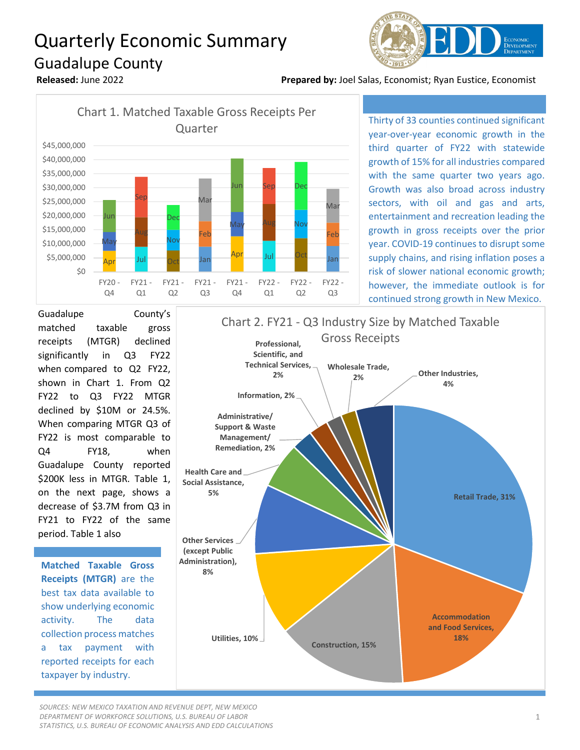# Quarterly Economic Summary

## Guadalupe County

**Released:** June 2022

**Prepared by:** Joel Salas, Economist; Ryan Eustice, Economist

Chart 1. Matched Taxable Gross Receipts Per Quarter

Thirty of 33 counties continued significant year-over-year economic growth in the third quarter of FY22 with statewide growth of 15% for all industries compared with the same quarter two years ago. Growth was also broad across industry sectors, with oil and gas and arts, entertainment and recreation leading the growth in gross receipts over the prior year. COVID-19 continues to disrupt some supply chains, and rising inflation poses a risk of slower national economic growth; however, the immediate outlook is for continued strong growth in New Mexico.

Guadalupe County's matched taxable gross receipts (MTGR) declined significantly in Q3 FY22 when compared to Q2 FY22, shown in Chart 1. From Q2 FY22 to Q3 FY22 MTGR declined by $10M or 24.5%. When comparing MTGR Q3 of FY22 is most comparable to Q4 FY18, when Guadalupe County reported $200K less in MTGR. Table 1, on the next page, shows a decrease of $3.7M from Q3 in FY21 to FY22 of the same period. Table 1 also

**Matched Taxable Gross Receipts (MTGR)** are the best tax data available to show underlying economic activity. The data collection process matches a tax payment with reported receipts for each taxpayer by industry.

Chart 2. FY21 - Q3 Industry Size by Matched Taxable Gross Receipts

*SOURCES: NEW MEXICO TAXATION AND REVENUE DEPT, NEW MEXICO DEPARTMENT OF WORKFORCE SOLUTIONS, U.S. BUREAU OF LABOR STATISTICS, U.S. BUREAU OF ECONOMIC ANALYSIS AND EDD CALCULATIONS*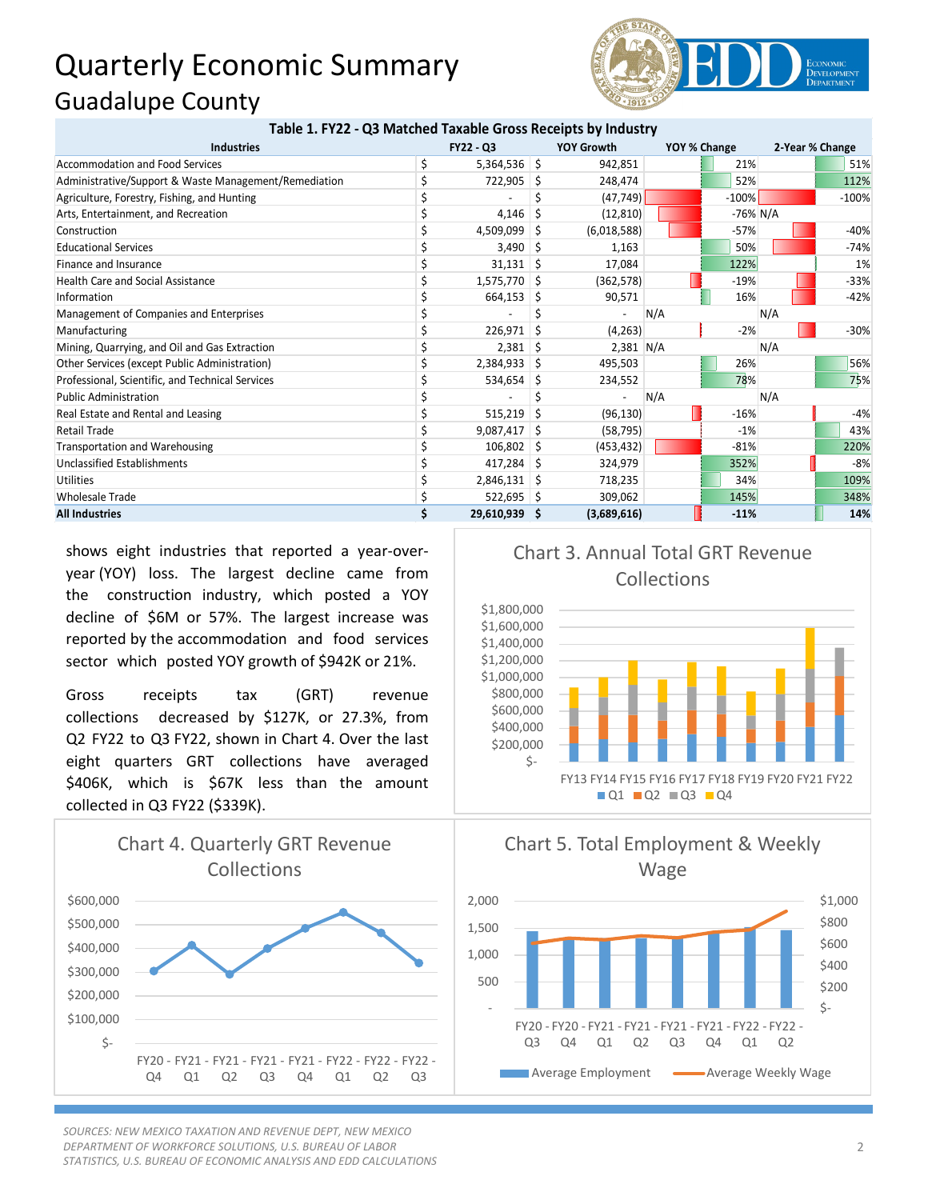# Quarterly Economic Summary

## Guadalupe County

**Table 1. FY22 - Q3 Matched Taxable Gross Receipts by Industry**

| Industries | FY22 - Q3 | YOY Growth | YOY % Change | 2-Year % Change |
|---|---|---|---|---|
| Accommodation and Food Services | $ 5,364,536 | $ 942,851 | 21% | 51% |
| Administrative/Support & Waste Management/Remediation | $ 722,905 | $ 248,474 | 52% | 112% |
| Agriculture, Forestry, Fishing, and Hunting | $ - | $ (47,749) | -100% | -100% |
| Arts, Entertainment, and Recreation | $ 4,146 | $ (12,810) | -76% | N/A |
| Construction | $ 4,509,099 | $ (6,018,588) | -57% | -40% |
| Educational Services | $ 3,490 | $ 1,163 | 50% | -74% |
| Finance and Insurance | $ 31,131 | $ 17,084 | 122% | 1% |
| Health Care and Social Assistance | $ 1,575,770 | $ (362,578) | -19% | -33% |
| Information | $ 664,153 | $ 90,571 | 16% | -42% |
| Management of Companies and Enterprises | $ - | $ - | N/A | N/A |
| Manufacturing | $ 226,971 | $ (4,263) | -2% | -30% |
| Mining, Quarrying, and Oil and Gas Extraction | $ 2,381 | $ 2,381 | N/A | N/A |
| Other Services (except Public Administration) | $ 2,384,933 | $ 495,503 | 26% | 56% |
| Professional, Scientific, and Technical Services | $ 534,654 | $ 234,552 | 78% | 75% |
| Public Administration | $ - | $ - | N/A | N/A |
| Real Estate and Rental and Leasing | $ 515,219 | $ (96,130) | -16% | -4% |
| Retail Trade | $ 9,087,417 | $ (58,795) | -1% | 43% |
| Transportation and Warehousing | $ 106,802 | $ (453,432) | -81% | 220% |
| Unclassified Establishments | $ 417,284 | $ 324,979 | 352% | -8% |
| Utilities | $ 2,846,131 | $ 718,235 | 34% | 109% |
| Wholesale Trade | $ 522,695 | $ 309,062 | 145% | 348% |
| **All Industries** | **$ 29,610,939** | **$ (3,689,616)** | **-11%** | **14%** |

shows eight industries that reported a year-over-year (YOY) loss. The largest decline came from the construction industry, which posted a YOY decline of $6M or 57%. The largest increase was reported by the accommodation and food services sector which posted YOY growth of $942K or 21%.

Gross receipts tax (GRT) revenue collections decreased by $127K, or 27.3%, from Q2 FY22 to Q3 FY22, shown in Chart 4. Over the last eight quarters GRT collections have averaged $406K, which is $67K less than the amount collected in Q3 FY22 ($339K).

**Chart 3. Annual Total GRT Revenue Collections**

**Chart 4. Quarterly GRT Revenue Collections**

**Chart 5. Total Employment & Weekly Wage**

*SOURCES: NEW MEXICO TAXATION AND REVENUE DEPT, NEW MEXICO DEPARTMENT OF WORKFORCE SOLUTIONS, U.S. BUREAU OF LABOR STATISTICS, U.S. BUREAU OF ECONOMIC ANALYSIS AND EDD CALCULATIONS*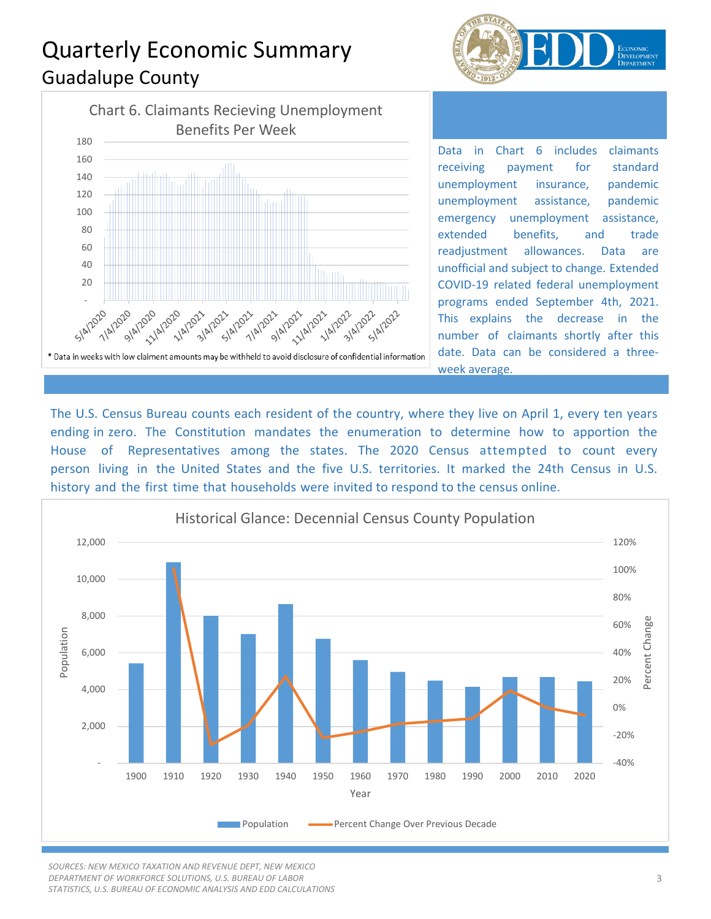# Quarterly Economic Summary

## Guadalupe County

Chart 6. Claimants Recieving Unemployment Benefits Per Week

180
160
140
120
100
80
60
40
20
-

5/4/2020 7/4/2020 9/4/2020 11/4/2020 1/4/2021 3/4/2021 5/4/2021 7/4/2021 9/4/2021 11/4/2021 1/4/2022 3/4/2022 5/4/2022

* Data in weeks with low claiment amounts may be withheld to avoid disclosure of confidential information

Data in Chart 6 includes claimants receiving payment for standard unemployment insurance, pandemic unemployment assistance, pandemic emergency unemployment assistance, extended benefits, and trade readjustment allowances. Data are unofficial and subject to change. Extended COVID-19 related federal unemployment programs ended September 4th, 2021. This explains the decrease in the number of claimants shortly after this date. Data can be considered a three-week average.

The U.S. Census Bureau counts each resident of the country, where they live on April 1, every ten years ending in zero. The Constitution mandates the enumeration to determine how to apportion the House of Representatives among the states. The 2020 Census attempted to count every person living in the United States and the five U.S. territories. It marked the 24th Census in U.S. history and the first time that households were invited to respond to the census online.

Historical Glance: Decennial Census County Population

Population: 12,000 10,000 8,000 6,000 4,000 2,000 -

Percent Change: 120% 100% 80% 60% 40% 20% 0% -20% -40%

Year: 1900 1910 1920 1930 1940 1950 1960 1970 1980 1990 2000 2010 2020

Population — Percent Change Over Previous Decade

*SOURCES: NEW MEXICO TAXATION AND REVENUE DEPT, NEW MEXICO DEPARTMENT OF WORKFORCE SOLUTIONS, U.S. BUREAU OF LABOR STATISTICS, U.S. BUREAU OF ECONOMIC ANALYSIS AND EDD CALCULATIONS*